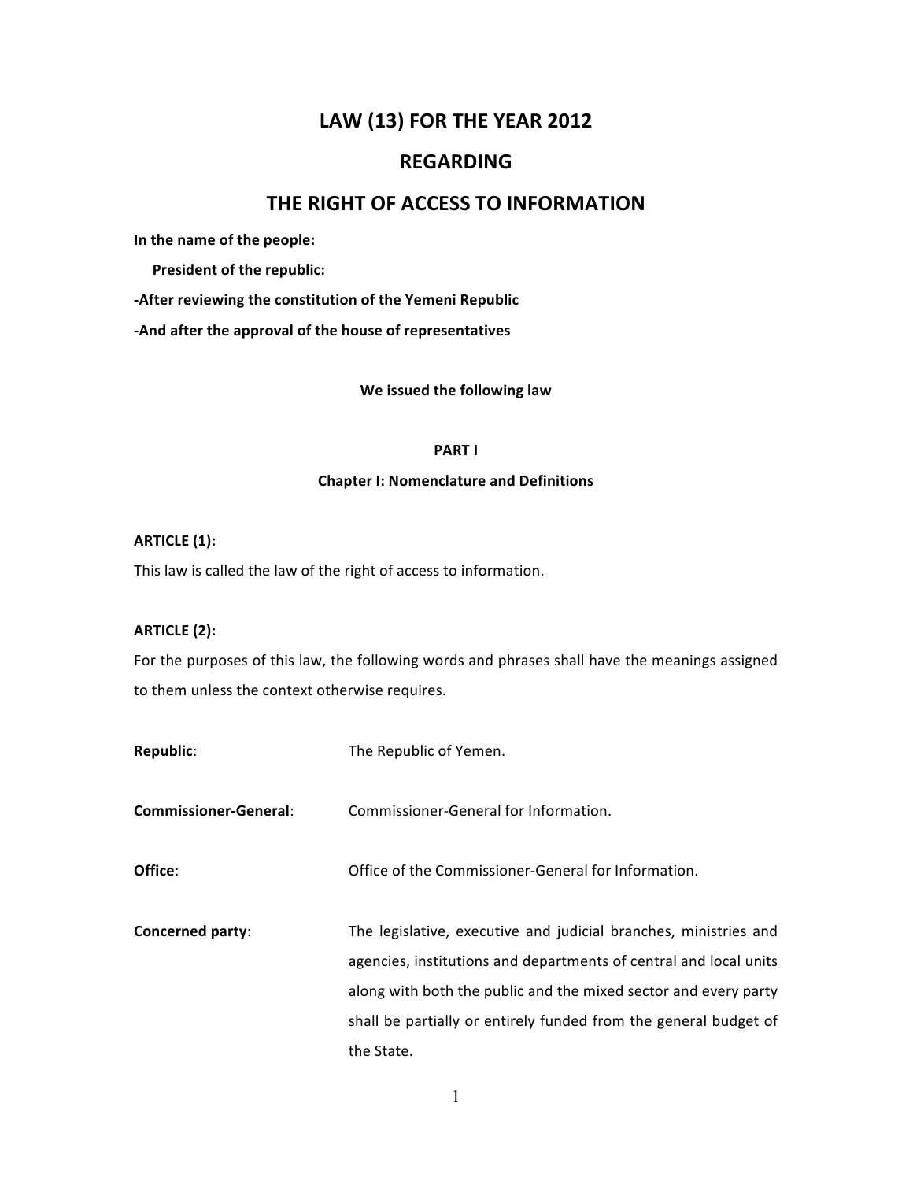# LAW (13) FOR THE YEAR 2012

# REGARDING

# THE RIGHT OF ACCESS TO INFORMATION

**In the name of the people:**

**President of the republic:**

**-After reviewing the constitution of the Yemeni Republic**

**-And after the approval of the house of representatives**

**We issued the following law**

## PART I

### Chapter I: Nomenclature and Definitions

**ARTICLE (1):**

This law is called the law of the right of access to information.

**ARTICLE (2):**

For the purposes of this law, the following words and phrases shall have the meanings assigned to them unless the context otherwise requires.

| | |
|---|---|
| **Republic**: | The Republic of Yemen. |
| **Commissioner-General**: | Commissioner-General for Information. |
| **Office**: | Office of the Commissioner-General for Information. |
| **Concerned party**: | The legislative, executive and judicial branches, ministries and agencies, institutions and departments of central and local units along with both the public and the mixed sector and every party shall be partially or entirely funded from the general budget of the State. |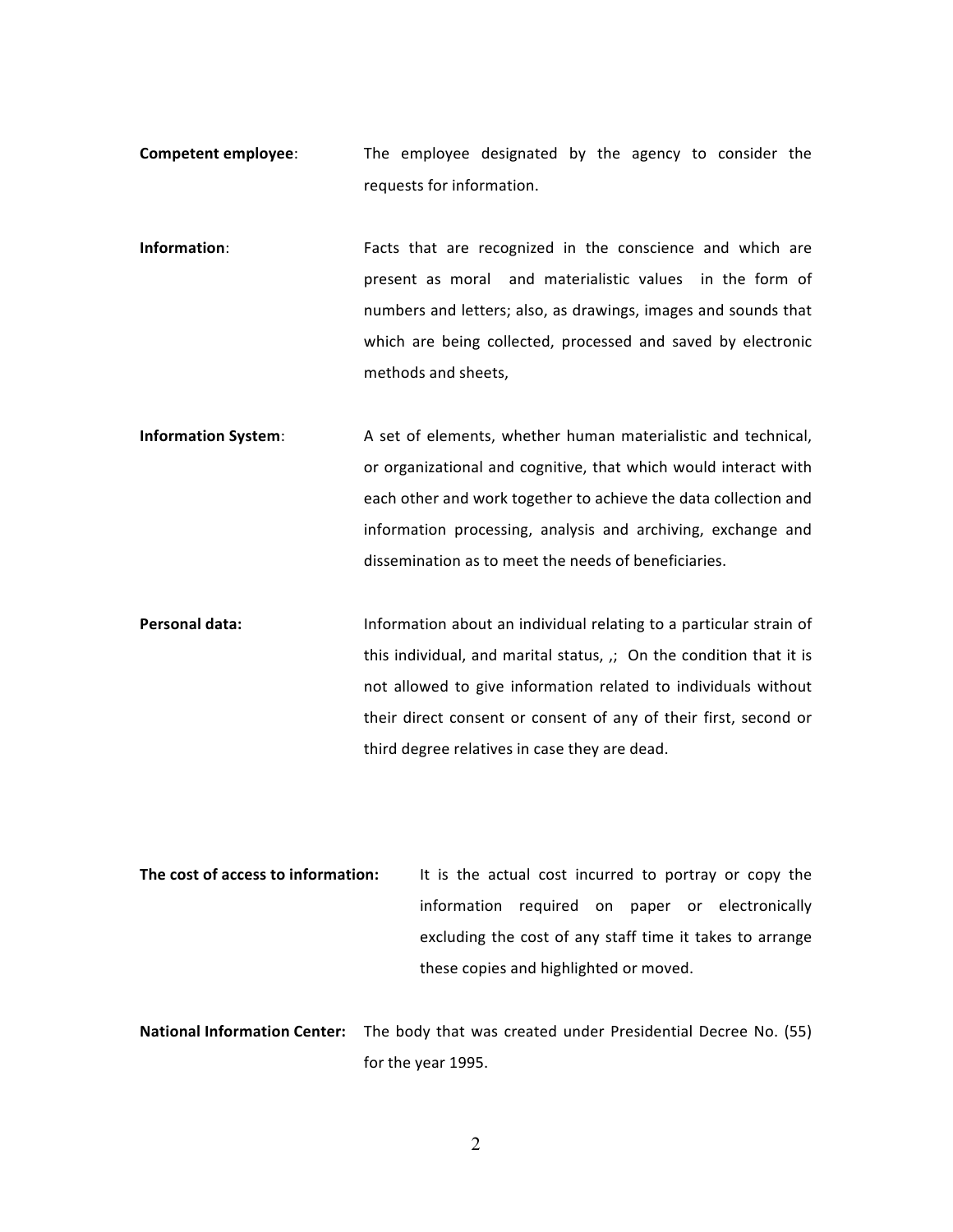**Competent employee**: The employee designated by the agency to consider the requests for information.

**Information**: Facts that are recognized in the conscience and which are present as moral and materialistic values in the form of numbers and letters; also, as drawings, images and sounds that which are being collected, processed and saved by electronic methods and sheets,

**Information System**: A set of elements, whether human materialistic and technical, or organizational and cognitive, that which would interact with each other and work together to achieve the data collection and information processing, analysis and archiving, exchange and dissemination as to meet the needs of beneficiaries.

**Personal data:** Information about an individual relating to a particular strain of this individual, and marital status, ,; On the condition that it is not allowed to give information related to individuals without their direct consent or consent of any of their first, second or third degree relatives in case they are dead.

**The cost of access to information:** It is the actual cost incurred to portray or copy the information required on paper or electronically excluding the cost of any staff time it takes to arrange these copies and highlighted or moved.

**National Information Center:** The body that was created under Presidential Decree No. (55) for the year 1995.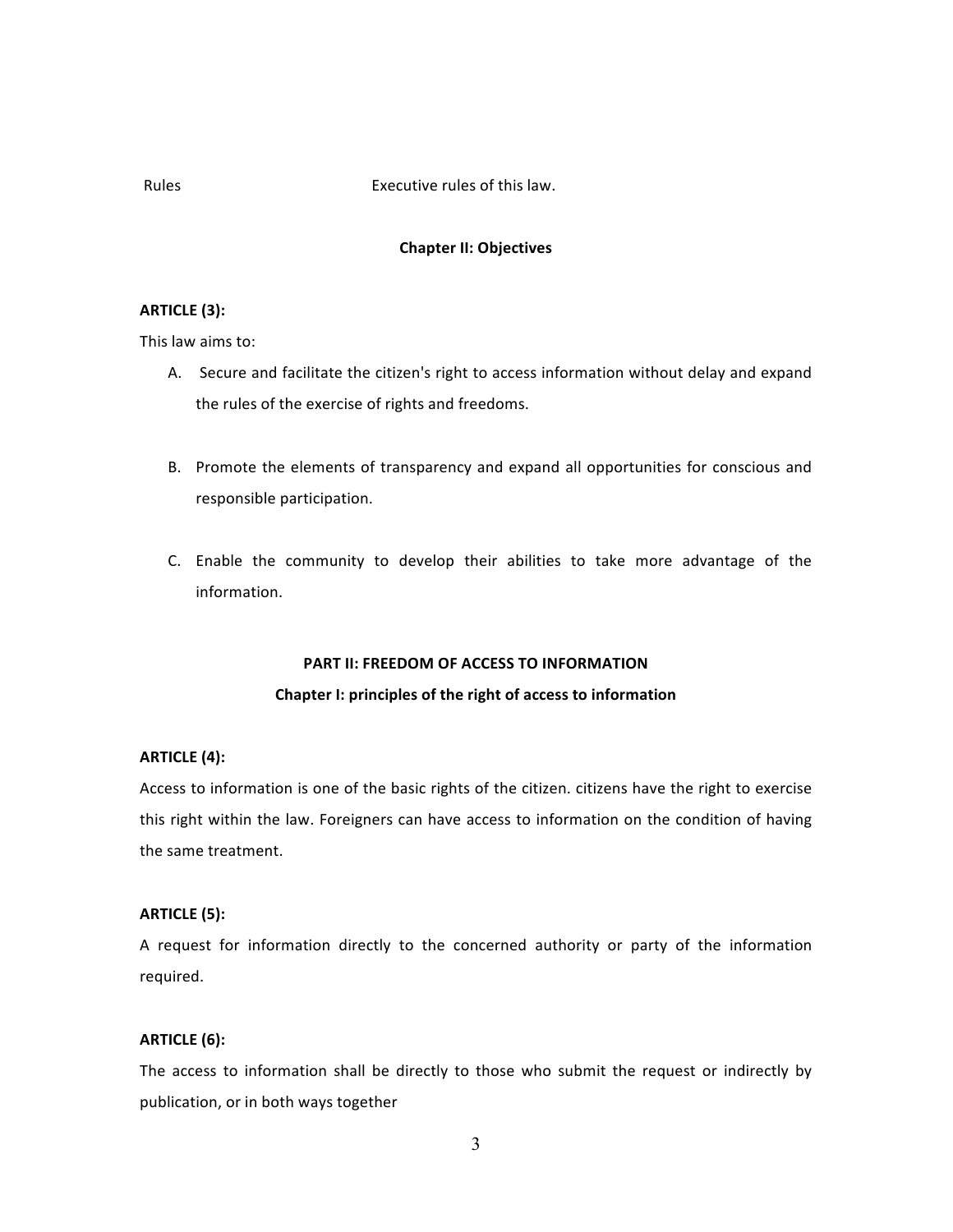| Rules | Executive rules of this law. |
|---|---|

**Chapter II: Objectives**

**ARTICLE (3):**

This law aims to:

A. Secure and facilitate the citizen's right to access information without delay and expand the rules of the exercise of rights and freedoms.

B. Promote the elements of transparency and expand all opportunities for conscious and responsible participation.

C. Enable the community to develop their abilities to take more advantage of the information.

## PART II: FREEDOM OF ACCESS TO INFORMATION

### Chapter I: principles of the right of access to information

**ARTICLE (4):**

Access to information is one of the basic rights of the citizen. citizens have the right to exercise this right within the law. Foreigners can have access to information on the condition of having the same treatment.

**ARTICLE (5):**

A request for information directly to the concerned authority or party of the information required.

**ARTICLE (6):**

The access to information shall be directly to those who submit the request or indirectly by publication, or in both ways together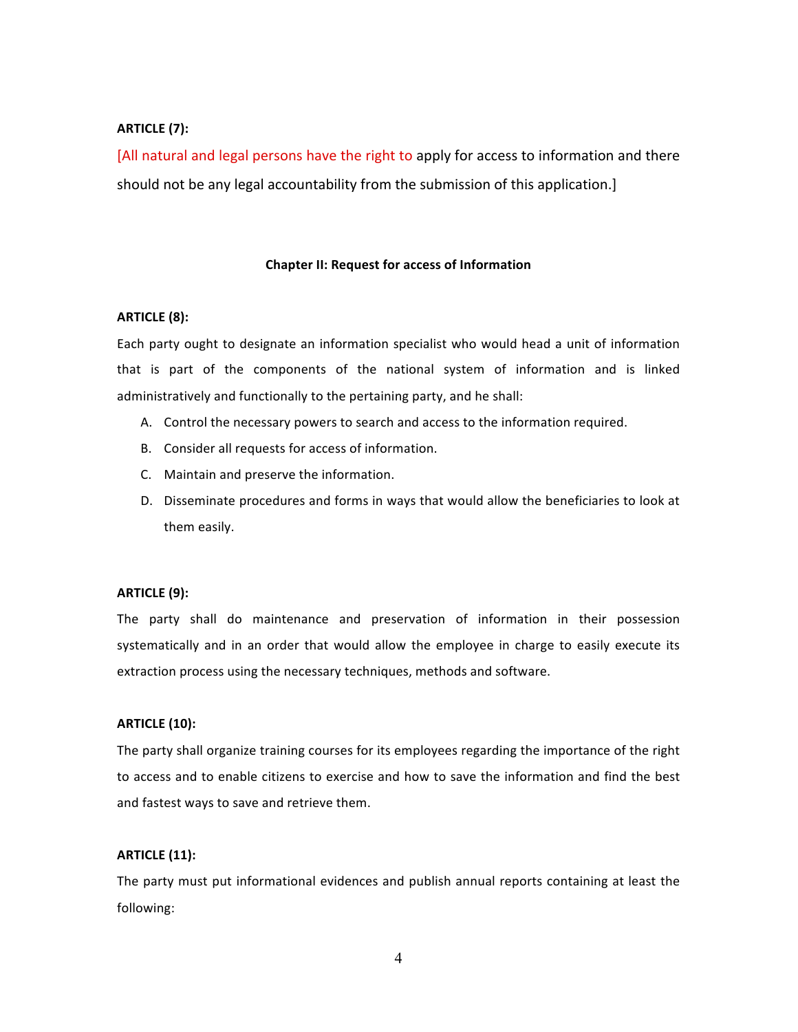**ARTICLE (7):**

[All natural and legal persons have the right to apply for access to information and there should not be any legal accountability from the submission of this application.]

**Chapter II: Request for access of Information**

**ARTICLE (8):**

Each party ought to designate an information specialist who would head a unit of information that is part of the components of the national system of information and is linked administratively and functionally to the pertaining party, and he shall:

A. Control the necessary powers to search and access to the information required.
B. Consider all requests for access of information.
C. Maintain and preserve the information.
D. Disseminate procedures and forms in ways that would allow the beneficiaries to look at them easily.

**ARTICLE (9):**

The party shall do maintenance and preservation of information in their possession systematically and in an order that would allow the employee in charge to easily execute its extraction process using the necessary techniques, methods and software.

**ARTICLE (10):**

The party shall organize training courses for its employees regarding the importance of the right to access and to enable citizens to exercise and how to save the information and find the best and fastest ways to save and retrieve them.

**ARTICLE (11):**

The party must put informational evidences and publish annual reports containing at least the following: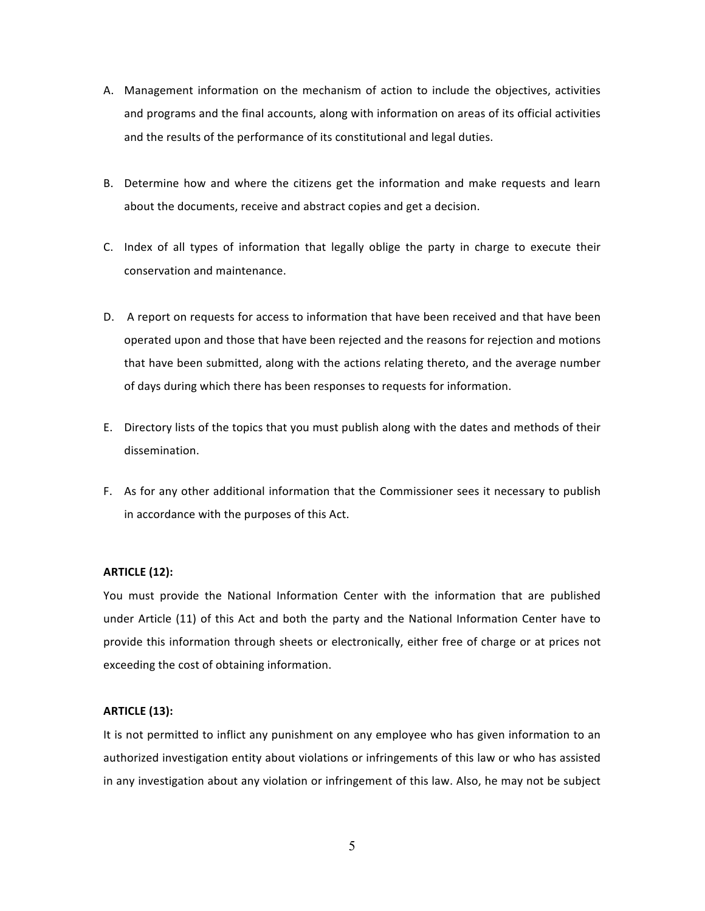A. Management information on the mechanism of action to include the objectives, activities and programs and the final accounts, along with information on areas of its official activities and the results of the performance of its constitutional and legal duties.

B. Determine how and where the citizens get the information and make requests and learn about the documents, receive and abstract copies and get a decision.

C. Index of all types of information that legally oblige the party in charge to execute their conservation and maintenance.

D. A report on requests for access to information that have been received and that have been operated upon and those that have been rejected and the reasons for rejection and motions that have been submitted, along with the actions relating thereto, and the average number of days during which there has been responses to requests for information.

E. Directory lists of the topics that you must publish along with the dates and methods of their dissemination.

F. As for any other additional information that the Commissioner sees it necessary to publish in accordance with the purposes of this Act.

**ARTICLE (12):**

You must provide the National Information Center with the information that are published under Article (11) of this Act and both the party and the National Information Center have to provide this information through sheets or electronically, either free of charge or at prices not exceeding the cost of obtaining information.

**ARTICLE (13):**

It is not permitted to inflict any punishment on any employee who has given information to an authorized investigation entity about violations or infringements of this law or who has assisted in any investigation about any violation or infringement of this law. Also, he may not be subject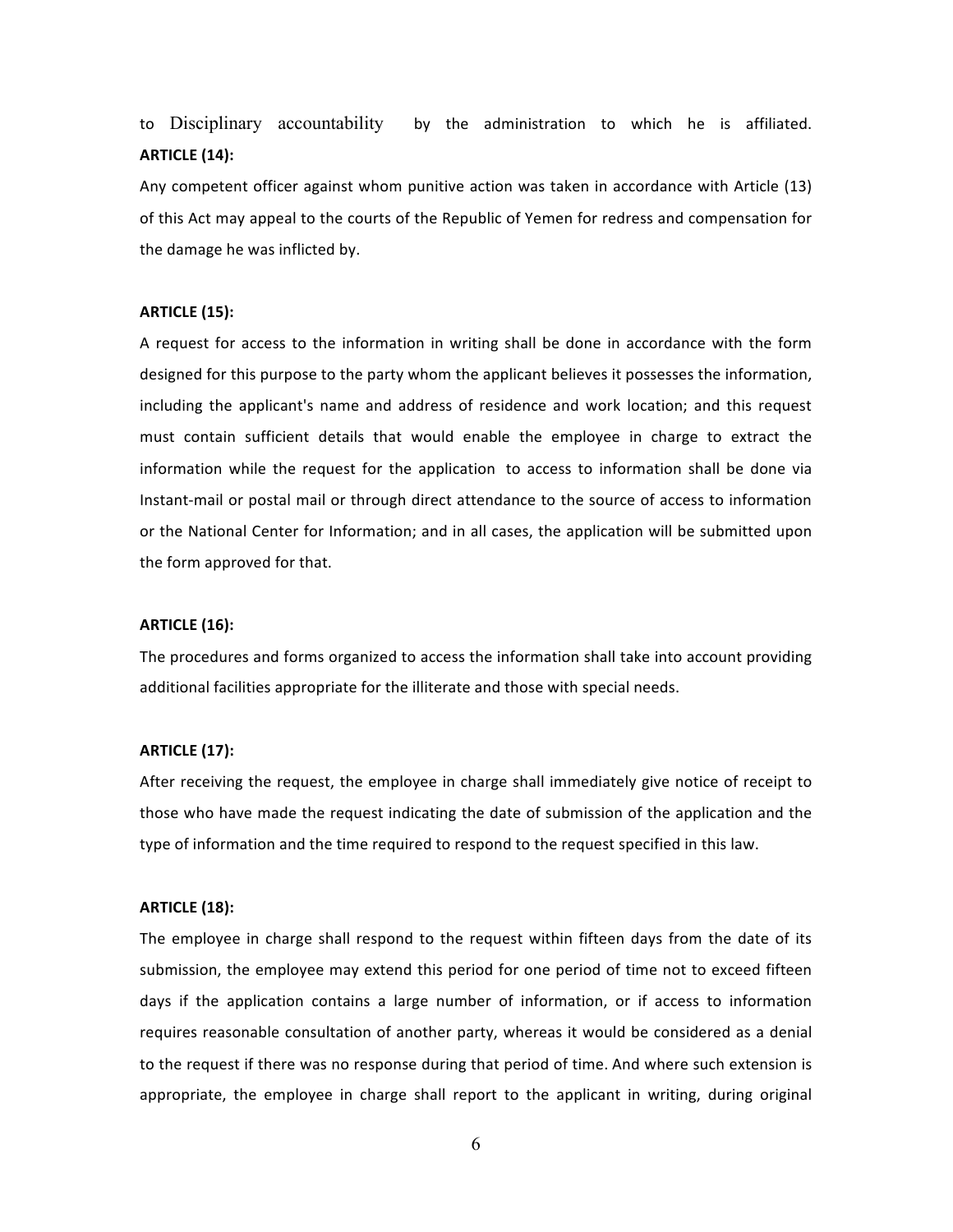to Disciplinary accountability by the administration to which he is affiliated.

**ARTICLE (14):**

Any competent officer against whom punitive action was taken in accordance with Article (13) of this Act may appeal to the courts of the Republic of Yemen for redress and compensation for the damage he was inflicted by.

**ARTICLE (15):**

A request for access to the information in writing shall be done in accordance with the form designed for this purpose to the party whom the applicant believes it possesses the information, including the applicant's name and address of residence and work location; and this request must contain sufficient details that would enable the employee in charge to extract the information while the request for the application to access to information shall be done via Instant-mail or postal mail or through direct attendance to the source of access to information or the National Center for Information; and in all cases, the application will be submitted upon the form approved for that.

**ARTICLE (16):**

The procedures and forms organized to access the information shall take into account providing additional facilities appropriate for the illiterate and those with special needs.

**ARTICLE (17):**

After receiving the request, the employee in charge shall immediately give notice of receipt to those who have made the request indicating the date of submission of the application and the type of information and the time required to respond to the request specified in this law.

**ARTICLE (18):**

The employee in charge shall respond to the request within fifteen days from the date of its submission, the employee may extend this period for one period of time not to exceed fifteen days if the application contains a large number of information, or if access to information requires reasonable consultation of another party, whereas it would be considered as a denial to the request if there was no response during that period of time. And where such extension is appropriate, the employee in charge shall report to the applicant in writing, during original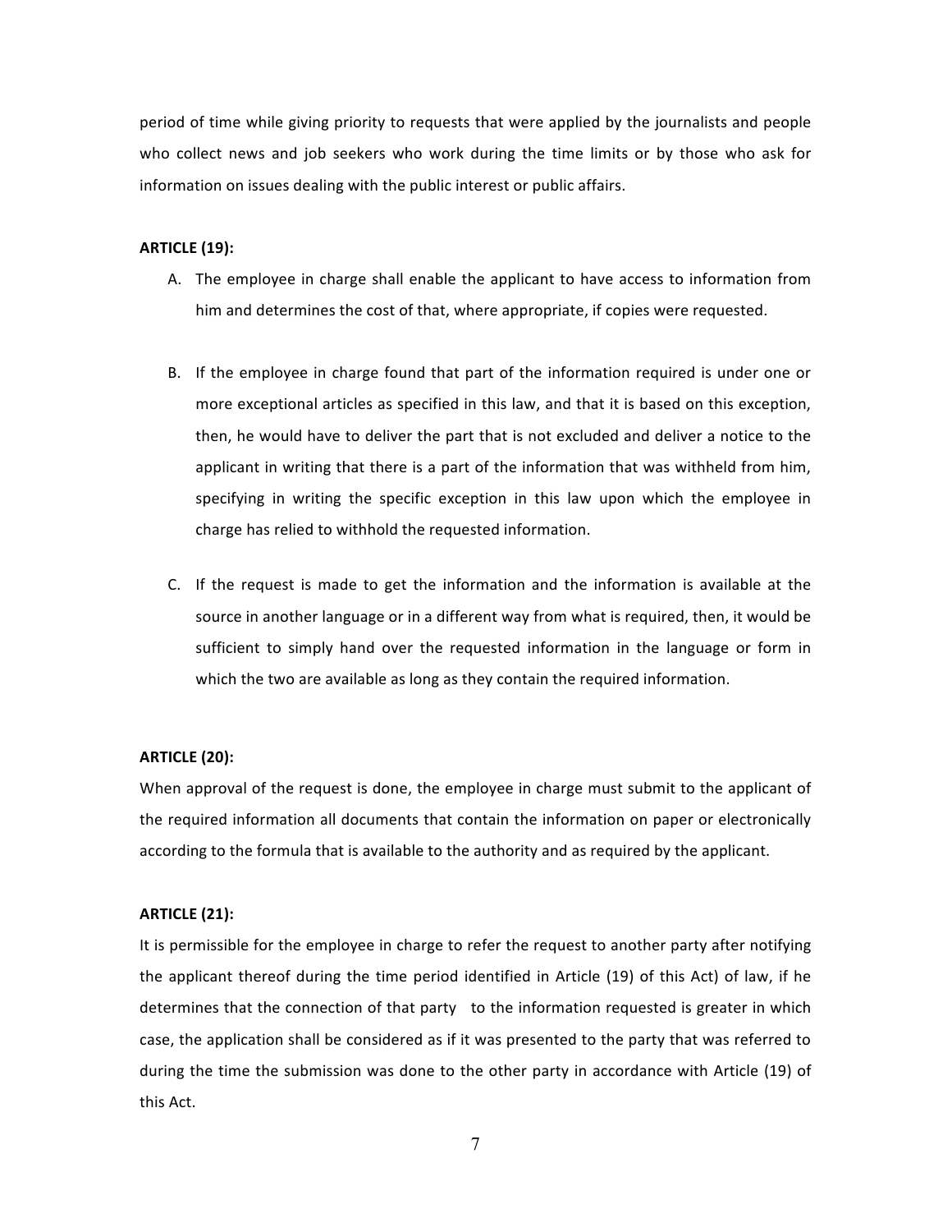period of time while giving priority to requests that were applied by the journalists and people who collect news and job seekers who work during the time limits or by those who ask for information on issues dealing with the public interest or public affairs.

**ARTICLE (19):**

A. The employee in charge shall enable the applicant to have access to information from him and determines the cost of that, where appropriate, if copies were requested.

B. If the employee in charge found that part of the information required is under one or more exceptional articles as specified in this law, and that it is based on this exception, then, he would have to deliver the part that is not excluded and deliver a notice to the applicant in writing that there is a part of the information that was withheld from him, specifying in writing the specific exception in this law upon which the employee in charge has relied to withhold the requested information.

C. If the request is made to get the information and the information is available at the source in another language or in a different way from what is required, then, it would be sufficient to simply hand over the requested information in the language or form in which the two are available as long as they contain the required information.

**ARTICLE (20):**

When approval of the request is done, the employee in charge must submit to the applicant of the required information all documents that contain the information on paper or electronically according to the formula that is available to the authority and as required by the applicant.

**ARTICLE (21):**

It is permissible for the employee in charge to refer the request to another party after notifying the applicant thereof during the time period identified in Article (19) of this Act) of law, if he determines that the connection of that party to the information requested is greater in which case, the application shall be considered as if it was presented to the party that was referred to during the time the submission was done to the other party in accordance with Article (19) of this Act.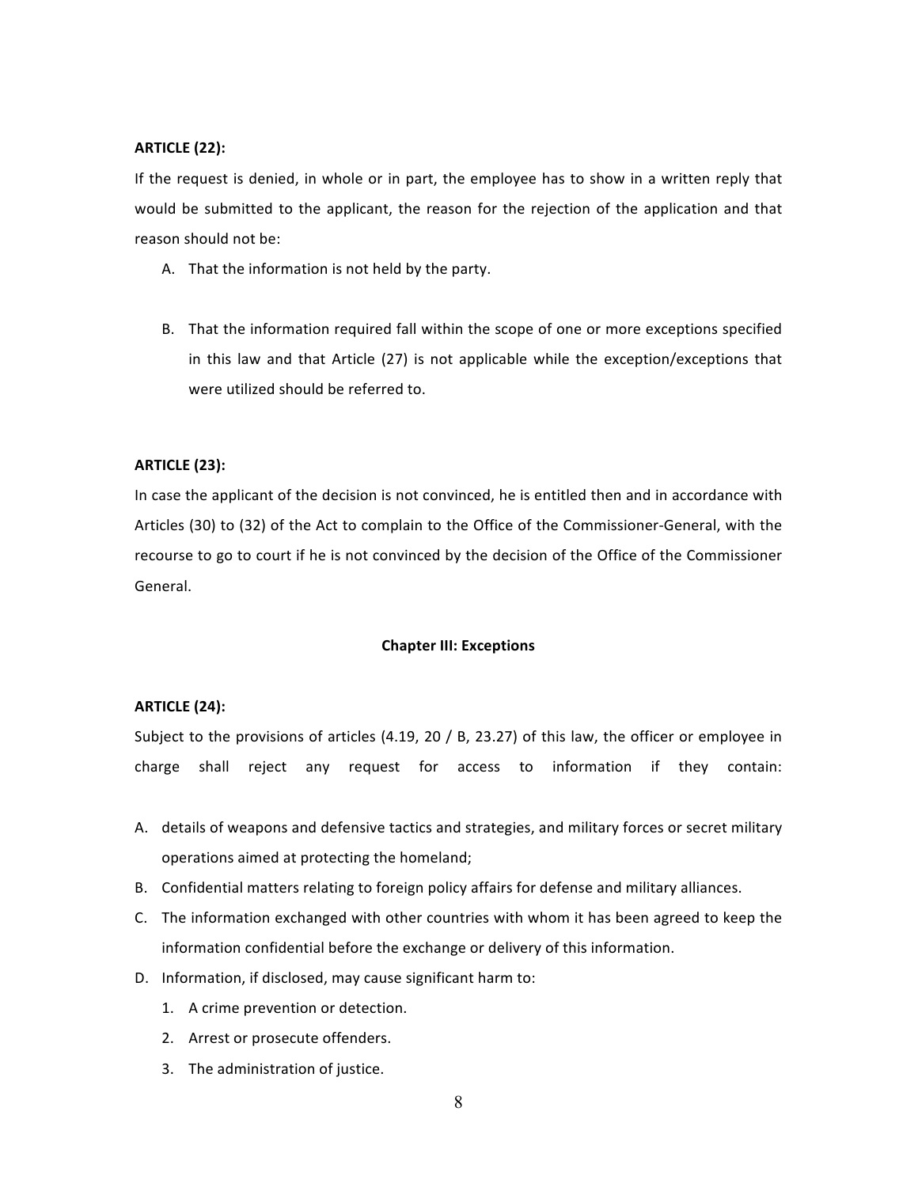**ARTICLE (22):**

If the request is denied, in whole or in part, the employee has to show in a written reply that would be submitted to the applicant, the reason for the rejection of the application and that reason should not be:

A. That the information is not held by the party.

B. That the information required fall within the scope of one or more exceptions specified in this law and that Article (27) is not applicable while the exception/exceptions that were utilized should be referred to.

**ARTICLE (23):**

In case the applicant of the decision is not convinced, he is entitled then and in accordance with Articles (30) to (32) of the Act to complain to the Office of the Commissioner-General, with the recourse to go to court if he is not convinced by the decision of the Office of the Commissioner General.

**Chapter III: Exceptions**

**ARTICLE (24):**

Subject to the provisions of articles (4.19, 20 / B, 23.27) of this law, the officer or employee in charge shall reject any request for access to information if they contain:

A. details of weapons and defensive tactics and strategies, and military forces or secret military operations aimed at protecting the homeland;
B. Confidential matters relating to foreign policy affairs for defense and military alliances.
C. The information exchanged with other countries with whom it has been agreed to keep the information confidential before the exchange or delivery of this information.
D. Information, if disclosed, may cause significant harm to:
   1. A crime prevention or detection.
   2. Arrest or prosecute offenders.
   3. The administration of justice.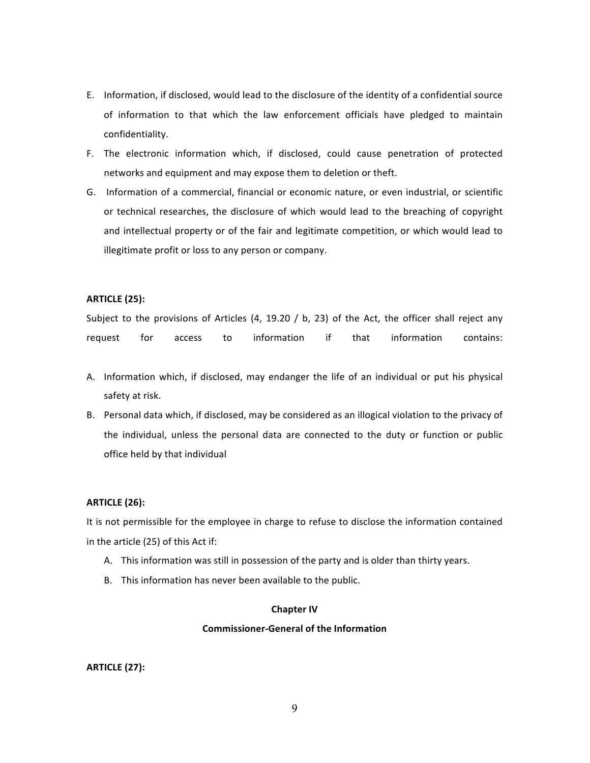E. Information, if disclosed, would lead to the disclosure of the identity of a confidential source of information to that which the law enforcement officials have pledged to maintain confidentiality.
F. The electronic information which, if disclosed, could cause penetration of protected networks and equipment and may expose them to deletion or theft.
G. Information of a commercial, financial or economic nature, or even industrial, or scientific or technical researches, the disclosure of which would lead to the breaching of copyright and intellectual property or of the fair and legitimate competition, or which would lead to illegitimate profit or loss to any person or company.

**ARTICLE (25):**

Subject to the provisions of Articles (4, 19.20 / b, 23) of the Act, the officer shall reject any request for access to information if that information contains:

A. Information which, if disclosed, may endanger the life of an individual or put his physical safety at risk.
B. Personal data which, if disclosed, may be considered as an illogical violation to the privacy of the individual, unless the personal data are connected to the duty or function or public office held by that individual

**ARTICLE (26):**

It is not permissible for the employee in charge to refuse to disclose the information contained in the article (25) of this Act if:

A. This information was still in possession of the party and is older than thirty years.
B. This information has never been available to the public.

## Chapter IV

## Commissioner-General of the Information

**ARTICLE (27):**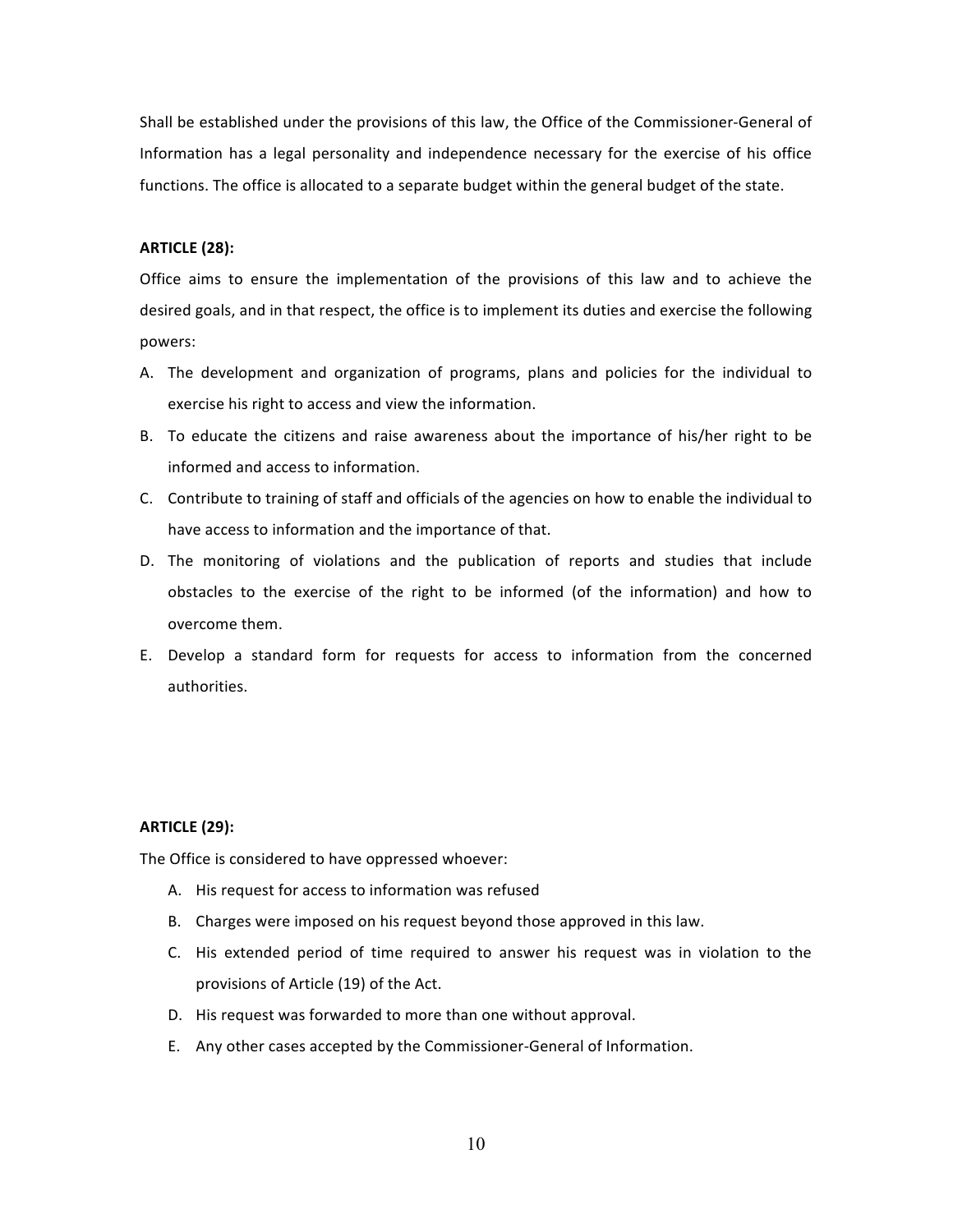Shall be established under the provisions of this law, the Office of the Commissioner-General of Information has a legal personality and independence necessary for the exercise of his office functions. The office is allocated to a separate budget within the general budget of the state.

**ARTICLE (28):**

Office aims to ensure the implementation of the provisions of this law and to achieve the desired goals, and in that respect, the office is to implement its duties and exercise the following powers:

A. The development and organization of programs, plans and policies for the individual to exercise his right to access and view the information.
B. To educate the citizens and raise awareness about the importance of his/her right to be informed and access to information.
C. Contribute to training of staff and officials of the agencies on how to enable the individual to have access to information and the importance of that.
D. The monitoring of violations and the publication of reports and studies that include obstacles to the exercise of the right to be informed (of the information) and how to overcome them.
E. Develop a standard form for requests for access to information from the concerned authorities.

**ARTICLE (29):**

The Office is considered to have oppressed whoever:

A. His request for access to information was refused
B. Charges were imposed on his request beyond those approved in this law.
C. His extended period of time required to answer his request was in violation to the provisions of Article (19) of the Act.
D. His request was forwarded to more than one without approval.
E. Any other cases accepted by the Commissioner-General of Information.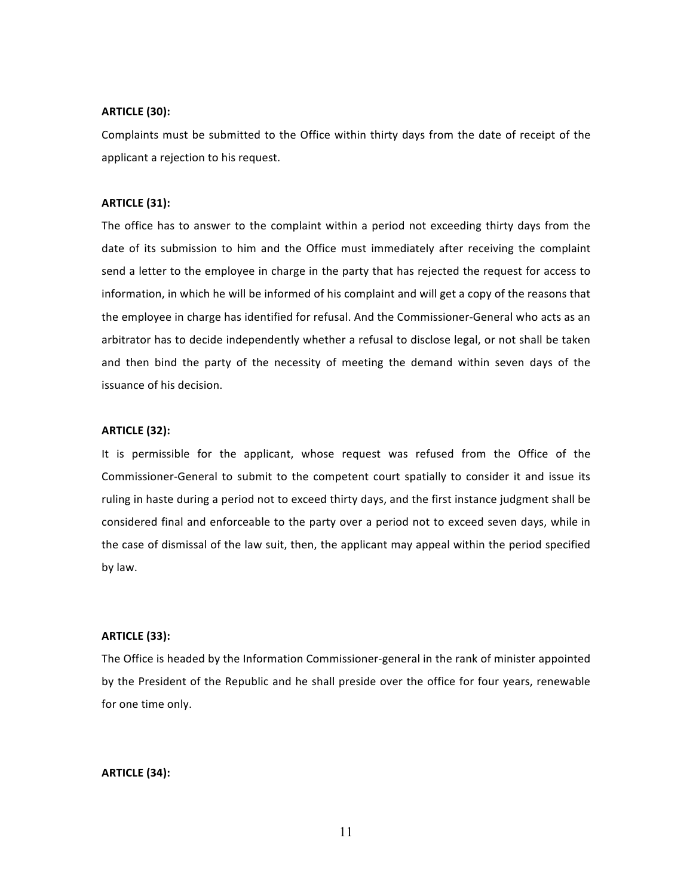**ARTICLE (30):**

Complaints must be submitted to the Office within thirty days from the date of receipt of the applicant a rejection to his request.

**ARTICLE (31):**

The office has to answer to the complaint within a period not exceeding thirty days from the date of its submission to him and the Office must immediately after receiving the complaint send a letter to the employee in charge in the party that has rejected the request for access to information, in which he will be informed of his complaint and will get a copy of the reasons that the employee in charge has identified for refusal. And the Commissioner-General who acts as an arbitrator has to decide independently whether a refusal to disclose legal, or not shall be taken and then bind the party of the necessity of meeting the demand within seven days of the issuance of his decision.

**ARTICLE (32):**

It is permissible for the applicant, whose request was refused from the Office of the Commissioner-General to submit to the competent court spatially to consider it and issue its ruling in haste during a period not to exceed thirty days, and the first instance judgment shall be considered final and enforceable to the party over a period not to exceed seven days, while in the case of dismissal of the law suit, then, the applicant may appeal within the period specified by law.

**ARTICLE (33):**

The Office is headed by the Information Commissioner-general in the rank of minister appointed by the President of the Republic and he shall preside over the office for four years, renewable for one time only.

**ARTICLE (34):**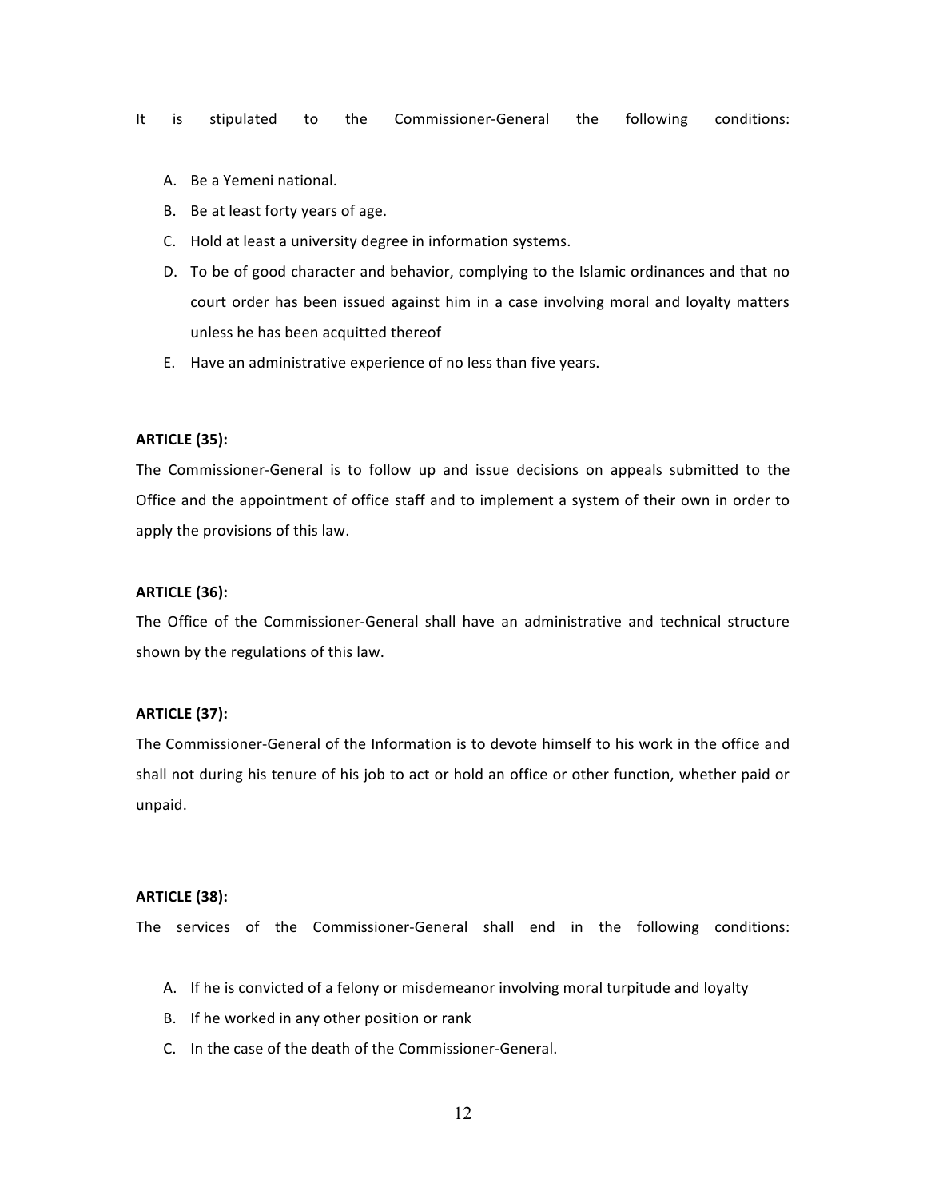It is stipulated to the Commissioner-General the following conditions:

A. Be a Yemeni national.
B. Be at least forty years of age.
C. Hold at least a university degree in information systems.
D. To be of good character and behavior, complying to the Islamic ordinances and that no court order has been issued against him in a case involving moral and loyalty matters unless he has been acquitted thereof
E. Have an administrative experience of no less than five years.

**ARTICLE (35):**

The Commissioner-General is to follow up and issue decisions on appeals submitted to the Office and the appointment of office staff and to implement a system of their own in order to apply the provisions of this law.

**ARTICLE (36):**

The Office of the Commissioner-General shall have an administrative and technical structure shown by the regulations of this law.

**ARTICLE (37):**

The Commissioner-General of the Information is to devote himself to his work in the office and shall not during his tenure of his job to act or hold an office or other function, whether paid or unpaid.

**ARTICLE (38):**

The services of the Commissioner-General shall end in the following conditions:

A. If he is convicted of a felony or misdemeanor involving moral turpitude and loyalty
B. If he worked in any other position or rank
C. In the case of the death of the Commissioner-General.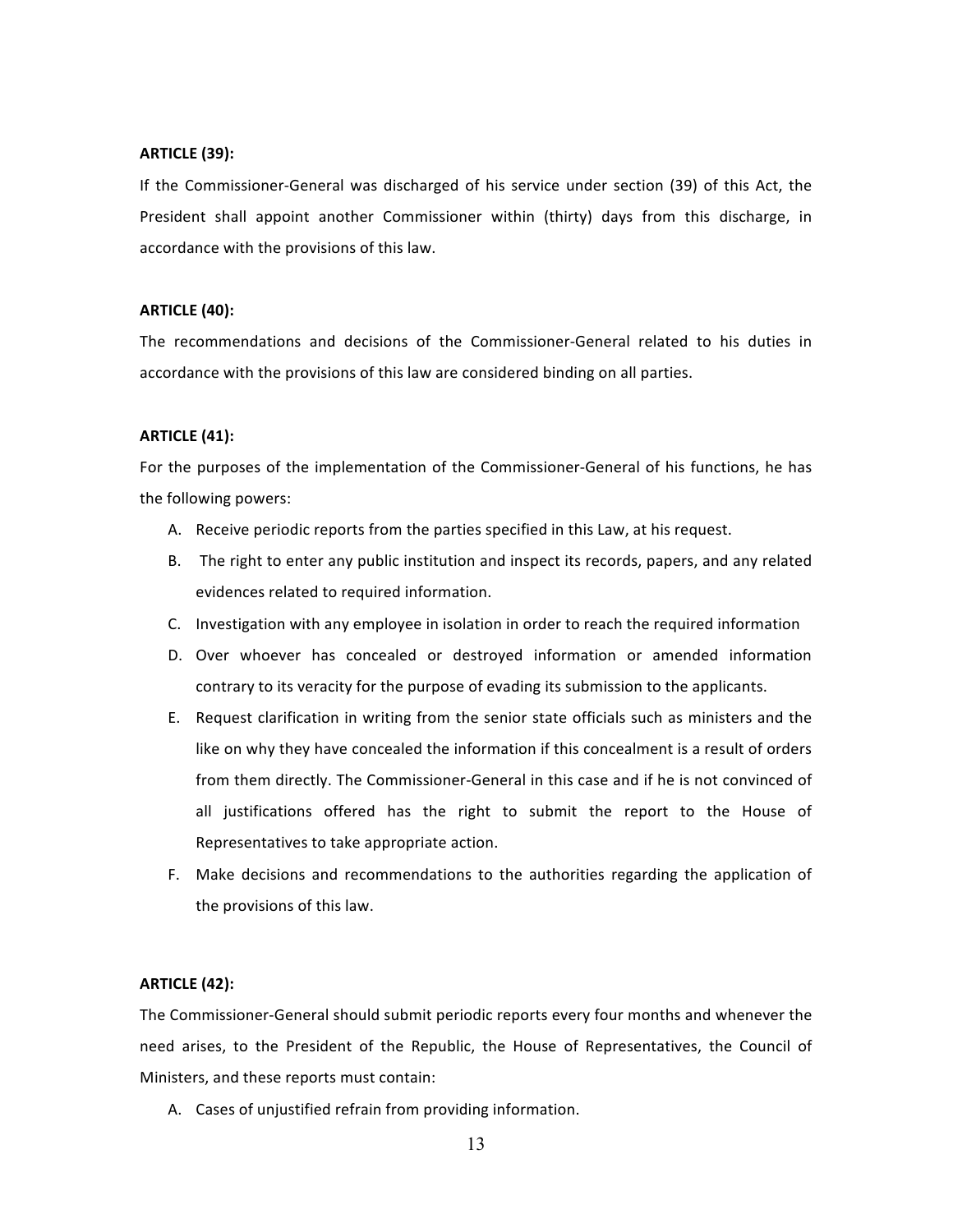**ARTICLE (39):**

If the Commissioner-General was discharged of his service under section (39) of this Act, the President shall appoint another Commissioner within (thirty) days from this discharge, in accordance with the provisions of this law.

**ARTICLE (40):**

The recommendations and decisions of the Commissioner-General related to his duties in accordance with the provisions of this law are considered binding on all parties.

**ARTICLE (41):**

For the purposes of the implementation of the Commissioner-General of his functions, he has the following powers:

A. Receive periodic reports from the parties specified in this Law, at his request.
B. The right to enter any public institution and inspect its records, papers, and any related evidences related to required information.
C. Investigation with any employee in isolation in order to reach the required information
D. Over whoever has concealed or destroyed information or amended information contrary to its veracity for the purpose of evading its submission to the applicants.
E. Request clarification in writing from the senior state officials such as ministers and the like on why they have concealed the information if this concealment is a result of orders from them directly. The Commissioner-General in this case and if he is not convinced of all justifications offered has the right to submit the report to the House of Representatives to take appropriate action.
F. Make decisions and recommendations to the authorities regarding the application of the provisions of this law.

**ARTICLE (42):**

The Commissioner-General should submit periodic reports every four months and whenever the need arises, to the President of the Republic, the House of Representatives, the Council of Ministers, and these reports must contain:

A. Cases of unjustified refrain from providing information.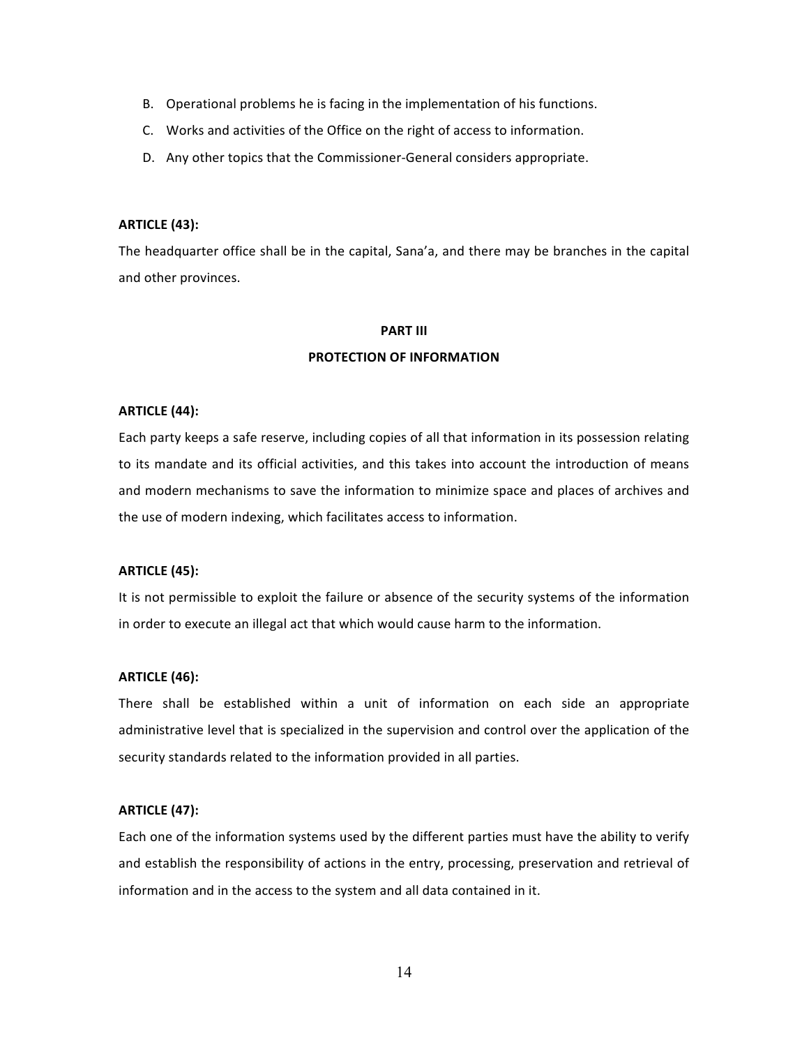B. Operational problems he is facing in the implementation of his functions.

C. Works and activities of the Office on the right of access to information.

D. Any other topics that the Commissioner-General considers appropriate.

**ARTICLE (43):**

The headquarter office shall be in the capital, Sana'a, and there may be branches in the capital and other provinces.

## PART III
## PROTECTION OF INFORMATION

**ARTICLE (44):**

Each party keeps a safe reserve, including copies of all that information in its possession relating to its mandate and its official activities, and this takes into account the introduction of means and modern mechanisms to save the information to minimize space and places of archives and the use of modern indexing, which facilitates access to information.

**ARTICLE (45):**

It is not permissible to exploit the failure or absence of the security systems of the information in order to execute an illegal act that which would cause harm to the information.

**ARTICLE (46):**

There shall be established within a unit of information on each side an appropriate administrative level that is specialized in the supervision and control over the application of the security standards related to the information provided in all parties.

**ARTICLE (47):**

Each one of the information systems used by the different parties must have the ability to verify and establish the responsibility of actions in the entry, processing, preservation and retrieval of information and in the access to the system and all data contained in it.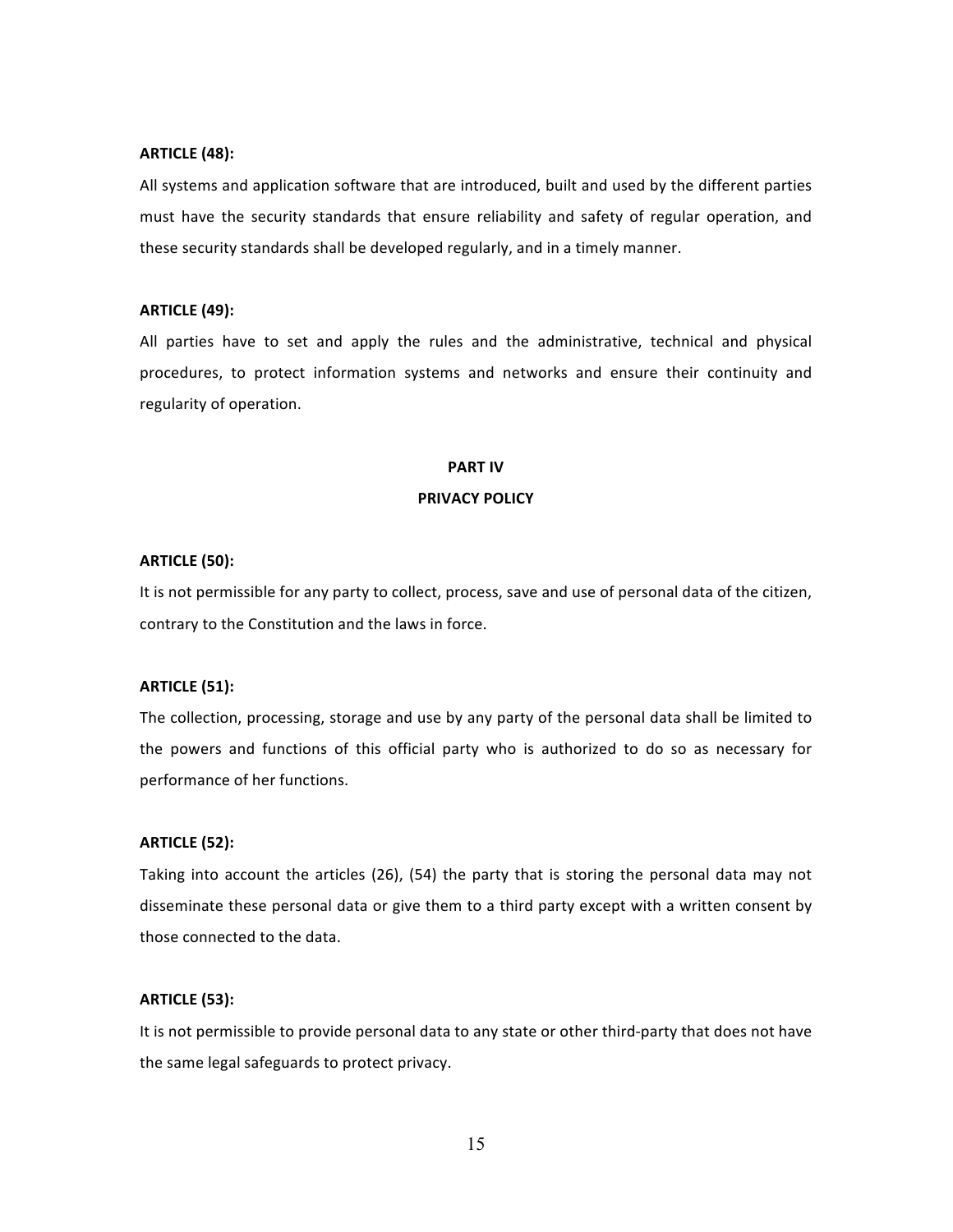**ARTICLE (48):**

All systems and application software that are introduced, built and used by the different parties must have the security standards that ensure reliability and safety of regular operation, and these security standards shall be developed regularly, and in a timely manner.

**ARTICLE (49):**

All parties have to set and apply the rules and the administrative, technical and physical procedures, to protect information systems and networks and ensure their continuity and regularity of operation.

## PART IV
## PRIVACY POLICY

**ARTICLE (50):**

It is not permissible for any party to collect, process, save and use of personal data of the citizen, contrary to the Constitution and the laws in force.

**ARTICLE (51):**

The collection, processing, storage and use by any party of the personal data shall be limited to the powers and functions of this official party who is authorized to do so as necessary for performance of her functions.

**ARTICLE (52):**

Taking into account the articles (26), (54) the party that is storing the personal data may not disseminate these personal data or give them to a third party except with a written consent by those connected to the data.

**ARTICLE (53):**

It is not permissible to provide personal data to any state or other third-party that does not have the same legal safeguards to protect privacy.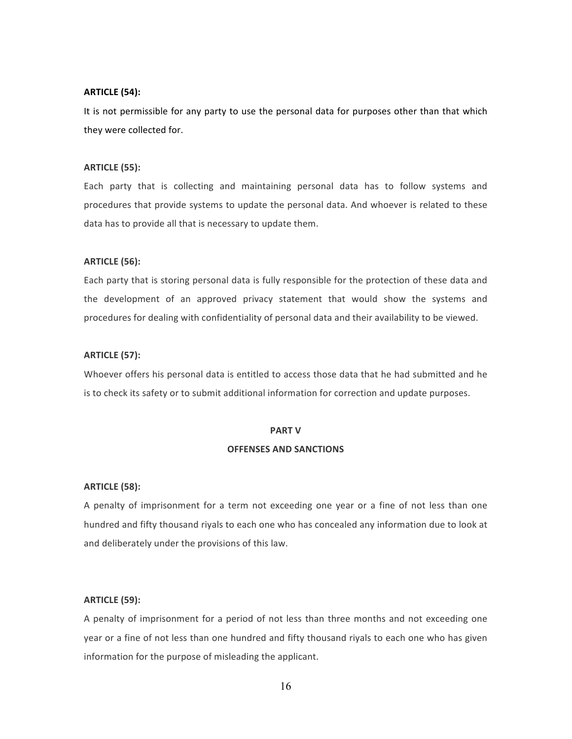**ARTICLE (54):**

It is not permissible for any party to use the personal data for purposes other than that which they were collected for.

**ARTICLE (55):**

Each party that is collecting and maintaining personal data has to follow systems and procedures that provide systems to update the personal data. And whoever is related to these data has to provide all that is necessary to update them.

**ARTICLE (56):**

Each party that is storing personal data is fully responsible for the protection of these data and the development of an approved privacy statement that would show the systems and procedures for dealing with confidentiality of personal data and their availability to be viewed.

**ARTICLE (57):**

Whoever offers his personal data is entitled to access those data that he had submitted and he is to check its safety or to submit additional information for correction and update purposes.

## PART V

## OFFENSES AND SANCTIONS

**ARTICLE (58):**

A penalty of imprisonment for a term not exceeding one year or a fine of not less than one hundred and fifty thousand riyals to each one who has concealed any information due to look at and deliberately under the provisions of this law.

**ARTICLE (59):**

A penalty of imprisonment for a period of not less than three months and not exceeding one year or a fine of not less than one hundred and fifty thousand riyals to each one who has given information for the purpose of misleading the applicant.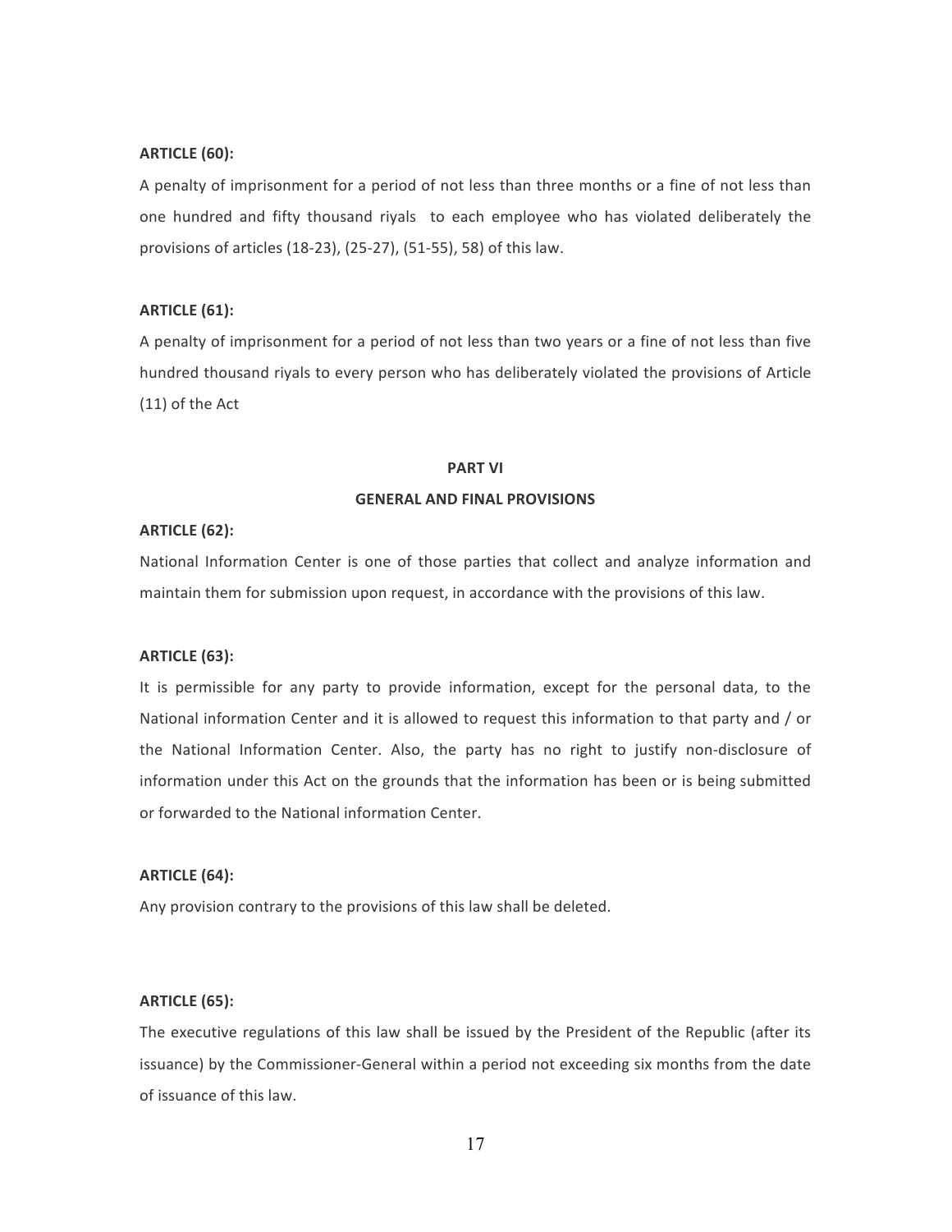**ARTICLE (60):**

A penalty of imprisonment for a period of not less than three months or a fine of not less than one hundred and fifty thousand riyals to each employee who has violated deliberately the provisions of articles (18-23), (25-27), (51-55), 58) of this law.

**ARTICLE (61):**

A penalty of imprisonment for a period of not less than two years or a fine of not less than five hundred thousand riyals to every person who has deliberately violated the provisions of Article (11) of the Act

## PART VI

## GENERAL AND FINAL PROVISIONS

**ARTICLE (62):**

National Information Center is one of those parties that collect and analyze information and maintain them for submission upon request, in accordance with the provisions of this law.

**ARTICLE (63):**

It is permissible for any party to provide information, except for the personal data, to the National information Center and it is allowed to request this information to that party and / or the National Information Center. Also, the party has no right to justify non-disclosure of information under this Act on the grounds that the information has been or is being submitted or forwarded to the National information Center.

**ARTICLE (64):**

Any provision contrary to the provisions of this law shall be deleted.

**ARTICLE (65):**

The executive regulations of this law shall be issued by the President of the Republic (after its issuance) by the Commissioner-General within a period not exceeding six months from the date of issuance of this law.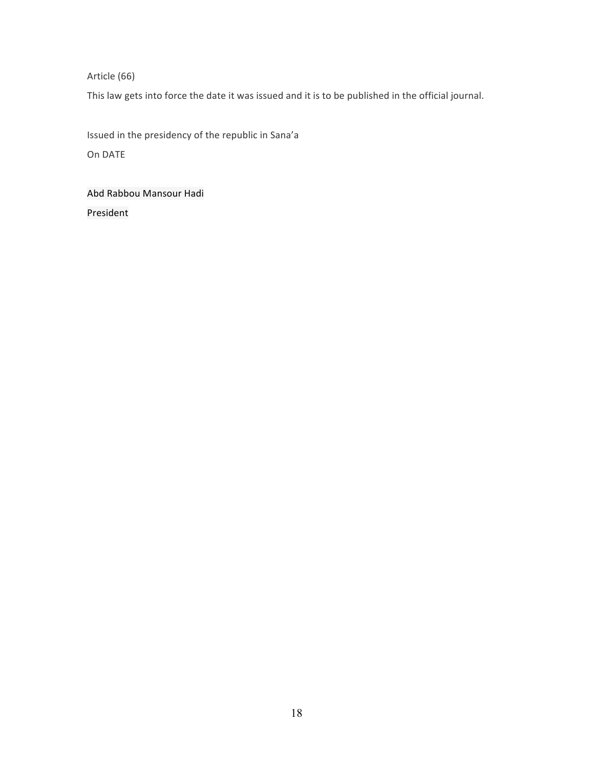Article (66)

This law gets into force the date it was issued and it is to be published in the official journal.

Issued in the presidency of the republic in Sana'a

On DATE

Abd Rabbou Mansour Hadi

President